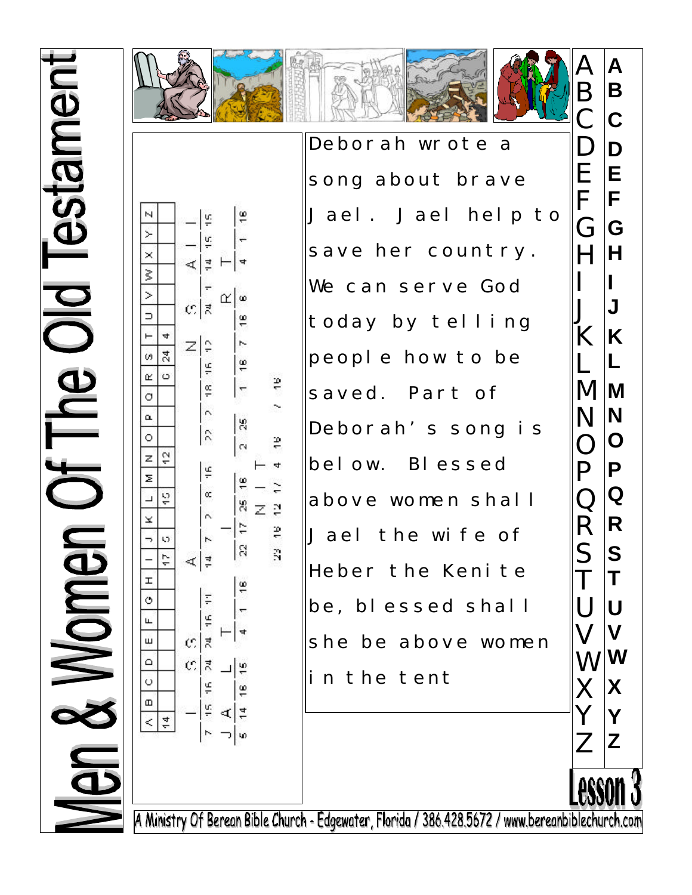# Men & Women Of The Old Testament

| A | B | C | D | E | F | G | H | I | J | K | L | M | N | O | P | Q | R | S | T | U | V | W | X | Y | Z |
|---|---|---|---|---|---|---|---|---|---|---|---|---|---|---|---|---|---|---|---|---|---|---|---|---|---|
| 14 | | | | | | | | 17 | 5 | | 15 | | 12 | | | | 6 | 24 | 4 | | | | | | |

7 15 16 24 24 16 11 &nbsp;&nbsp; 14 7 7 8 16 &nbsp;&nbsp; 22 7 18 16 12 &nbsp;&nbsp; 24 1 14 15 15

5 14 16 15 &nbsp;&nbsp; 4 1 16 &nbsp;&nbsp; 22 17 25 16 &nbsp;&nbsp; 2 25 &nbsp;&nbsp; 1 16 7 16 8

23 16 12 17 4 16

Deborah wrote a song about brave Jael. Jael help to save her country. We can serve God today by telling people how to be saved. Part of Deborah's song is below. Blessed above women shall Jael the wife of Heber the Kenite be, blessed shall she be above women in the tent

A B C D E F G H I J K L M N O P Q R S T U V W X Y Z

**A B C D E F G H I J K L M N O P Q R S T U V W X Y Z**

## Lesson 3

A Ministry Of Berean Bible Church - Edgewater, Florida / 386.428.5672 / www.bereanbiblechurch.com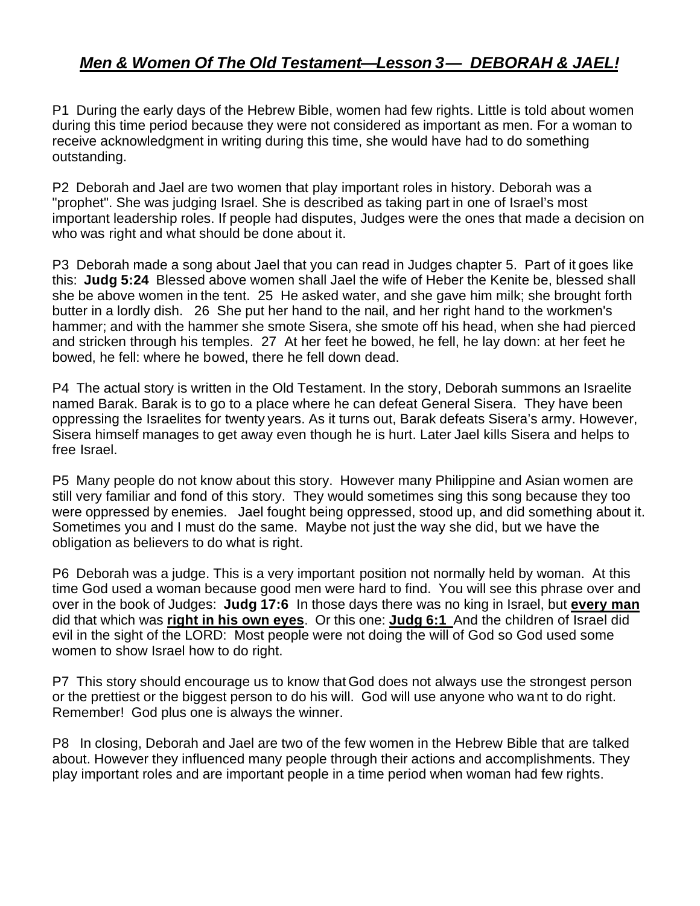# ***Men & Women Of The Old Testament—Lesson 3— DEBORAH & JAEL!***

P1 During the early days of the Hebrew Bible, women had few rights. Little is told about women during this time period because they were not considered as important as men. For a woman to receive acknowledgment in writing during this time, she would have had to do something outstanding.

P2 Deborah and Jael are two women that play important roles in history. Deborah was a "prophet". She was judging Israel. She is described as taking part in one of Israel's most important leadership roles. If people had disputes, Judges were the ones that made a decision on who was right and what should be done about it.

P3 Deborah made a song about Jael that you can read in Judges chapter 5. Part of it goes like this: **Judg 5:24** Blessed above women shall Jael the wife of Heber the Kenite be, blessed shall she be above women in the tent. 25 He asked water, and she gave him milk; she brought forth butter in a lordly dish. 26 She put her hand to the nail, and her right hand to the workmen's hammer; and with the hammer she smote Sisera, she smote off his head, when she had pierced and stricken through his temples. 27 At her feet he bowed, he fell, he lay down: at her feet he bowed, he fell: where he bowed, there he fell down dead.

P4 The actual story is written in the Old Testament. In the story, Deborah summons an Israelite named Barak. Barak is to go to a place where he can defeat General Sisera. They have been oppressing the Israelites for twenty years. As it turns out, Barak defeats Sisera's army. However, Sisera himself manages to get away even though he is hurt. Later Jael kills Sisera and helps to free Israel.

P5 Many people do not know about this story. However many Philippine and Asian women are still very familiar and fond of this story. They would sometimes sing this song because they too were oppressed by enemies. Jael fought being oppressed, stood up, and did something about it. Sometimes you and I must do the same. Maybe not just the way she did, but we have the obligation as believers to do what is right.

P6 Deborah was a judge. This is a very important position not normally held by woman. At this time God used a woman because good men were hard to find. You will see this phrase over and over in the book of Judges: **Judg 17:6** In those days there was no king in Israel, but **every man** did that which was **right in his own eyes**. Or this one: **Judg 6:1** And the children of Israel did evil in the sight of the LORD: Most people were not doing the will of God so God used some women to show Israel how to do right.

P7 This story should encourage us to know that God does not always use the strongest person or the prettiest or the biggest person to do his will. God will use anyone who want to do right. Remember! God plus one is always the winner.

P8 In closing, Deborah and Jael are two of the few women in the Hebrew Bible that are talked about. However they influenced many people through their actions and accomplishments. They play important roles and are important people in a time period when woman had few rights.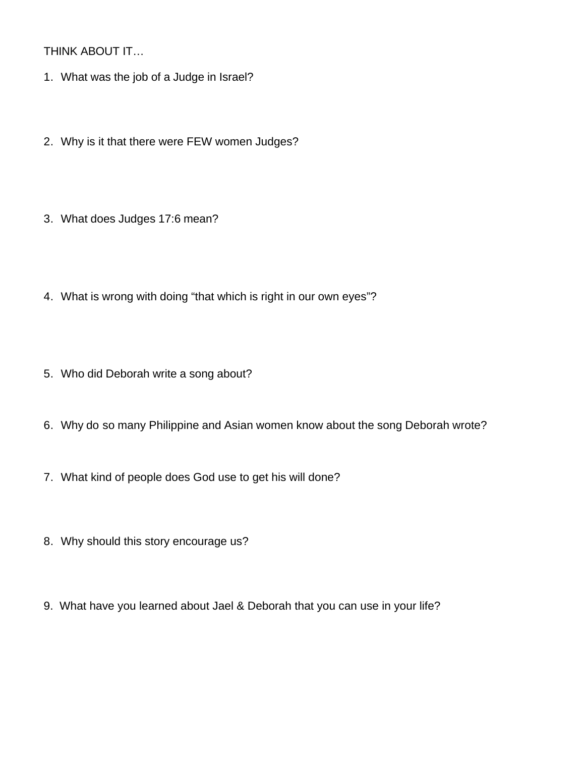THINK ABOUT IT…

1. What was the job of a Judge in Israel?

2. Why is it that there were FEW women Judges?

3. What does Judges 17:6 mean?

4. What is wrong with doing “that which is right in our own eyes”?

5. Who did Deborah write a song about?

6. Why do so many Philippine and Asian women know about the song Deborah wrote?

7. What kind of people does God use to get his will done?

8. Why should this story encourage us?

9. What have you learned about Jael & Deborah that you can use in your life?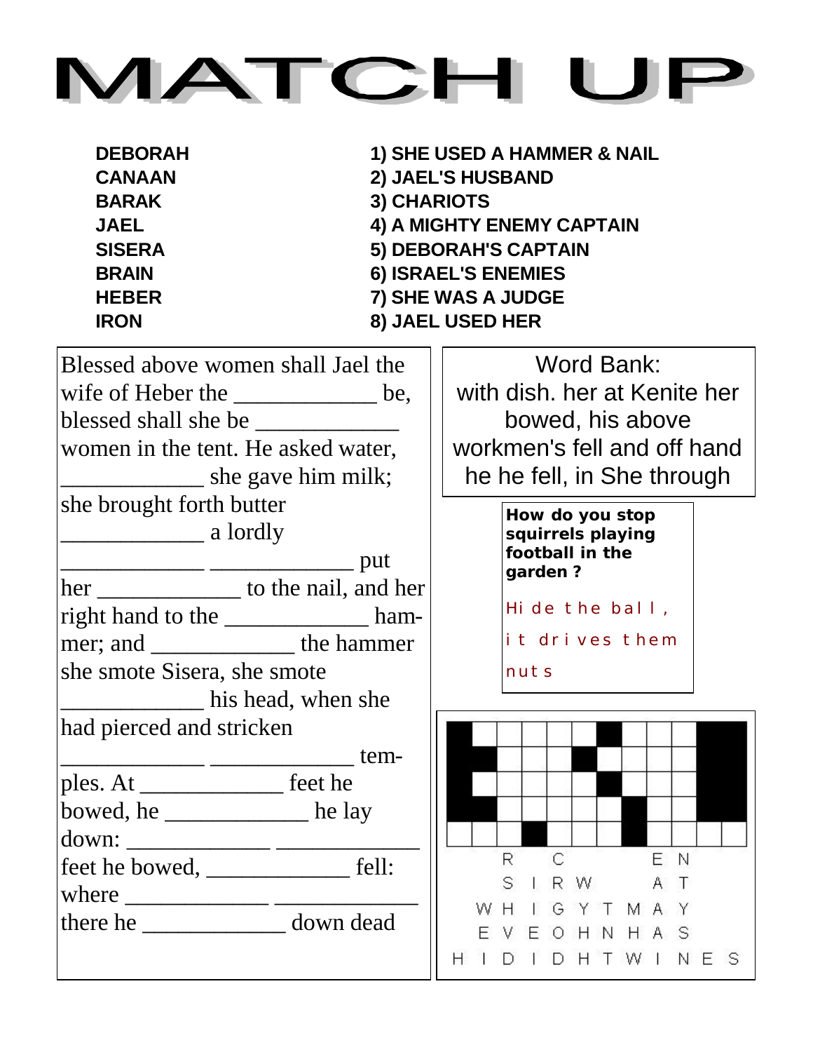# MATCH UP

| | |
|---|---|
| **DEBORAH** | **1) SHE USED A HAMMER & NAIL** |
| **CANAAN** | **2) JAEL'S HUSBAND** |
| **BARAK** | **3) CHARIOTS** |
| **JAEL** | **4) A MIGHTY ENEMY CAPTAIN** |
| **SISERA** | **5) DEBORAH'S CAPTAIN** |
| **BRAIN** | **6) ISRAEL'S ENEMIES** |
| **HEBER** | **7) SHE WAS A JUDGE** |
| **IRON** | **8) JAEL USED HER** |

Blessed above women shall Jael the wife of Heber the ____________ be, blessed shall she be ____________ women in the tent. He asked water, ____________ she gave him milk; she brought forth butter ____________ a lordly ____________ ____________ put her ____________ to the nail, and her right hand to the ____________ hammer; and ____________ the hammer she smote Sisera, she smote ____________ his head, when she had pierced and stricken ____________ ____________ temples. At ____________ feet he bowed, he ____________ he lay down: ____________ ____________ feet he bowed, ____________ fell: where ____________ ____________ there he ____________ down dead

Word Bank:
with dish. her at Kenite her bowed, his above workmen's fell and off hand he he fell, in She through

**How do you stop squirrels playing football in the garden ?**

Hide the ball, it drives them nuts

R C E N
S I R W A T
W H I G Y T M A Y
E V E O H N H A S
H I D I D H T W I N E S